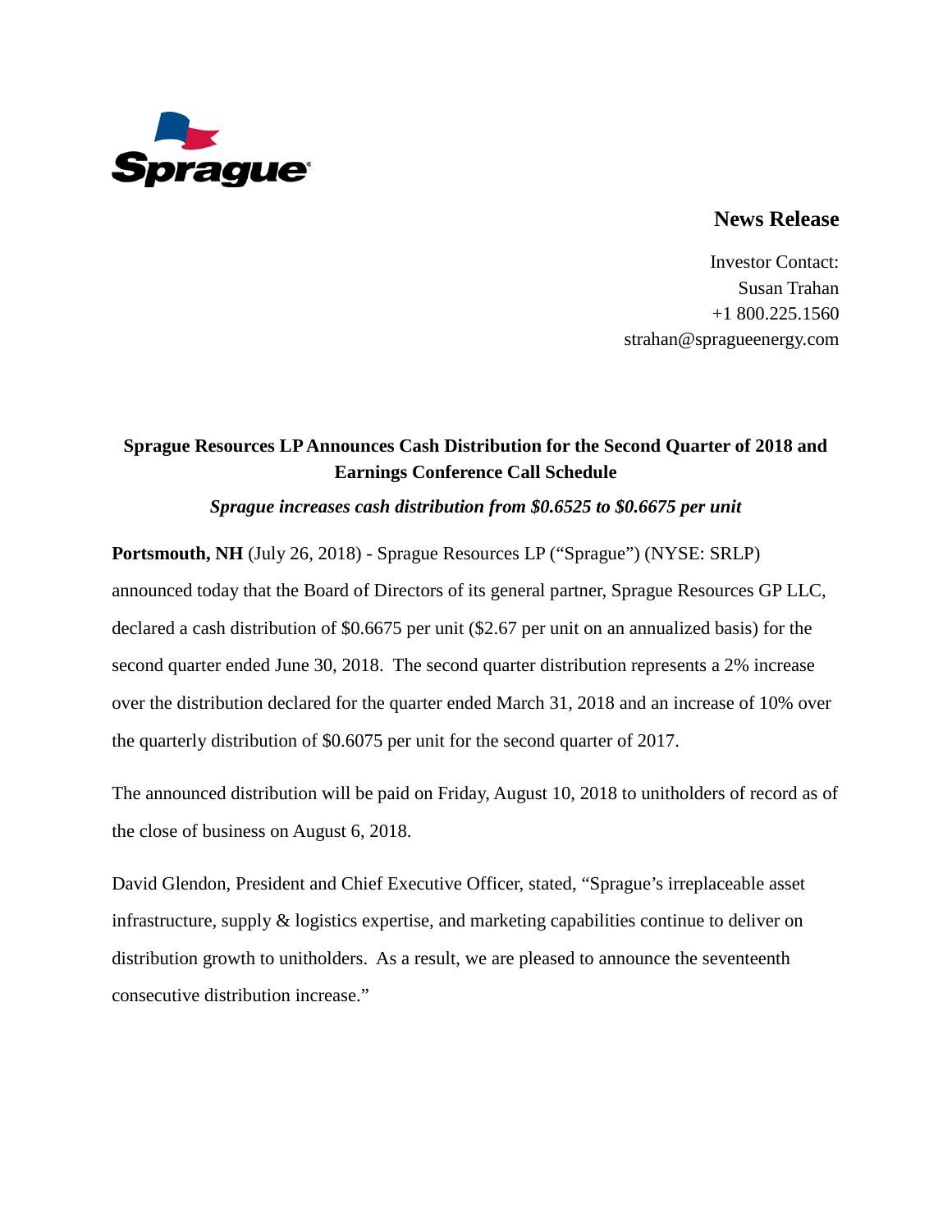Sprague

**News Release**

Investor Contact:
Susan Trahan
+1 800.225.1560
strahan@spragueenergy.com

# Sprague Resources LP Announces Cash Distribution for the Second Quarter of 2018 and Earnings Conference Call Schedule

***Sprague increases cash distribution from $0.6525 to $0.6675 per unit***

**Portsmouth, NH** (July 26, 2018) - Sprague Resources LP ("Sprague") (NYSE: SRLP) announced today that the Board of Directors of its general partner, Sprague Resources GP LLC, declared a cash distribution of $0.6675 per unit ($2.67 per unit on an annualized basis) for the second quarter ended June 30, 2018. The second quarter distribution represents a 2% increase over the distribution declared for the quarter ended March 31, 2018 and an increase of 10% over the quarterly distribution of $0.6075 per unit for the second quarter of 2017.

The announced distribution will be paid on Friday, August 10, 2018 to unitholders of record as of the close of business on August 6, 2018.

David Glendon, President and Chief Executive Officer, stated, "Sprague's irreplaceable asset infrastructure, supply & logistics expertise, and marketing capabilities continue to deliver on distribution growth to unitholders. As a result, we are pleased to announce the seventeenth consecutive distribution increase."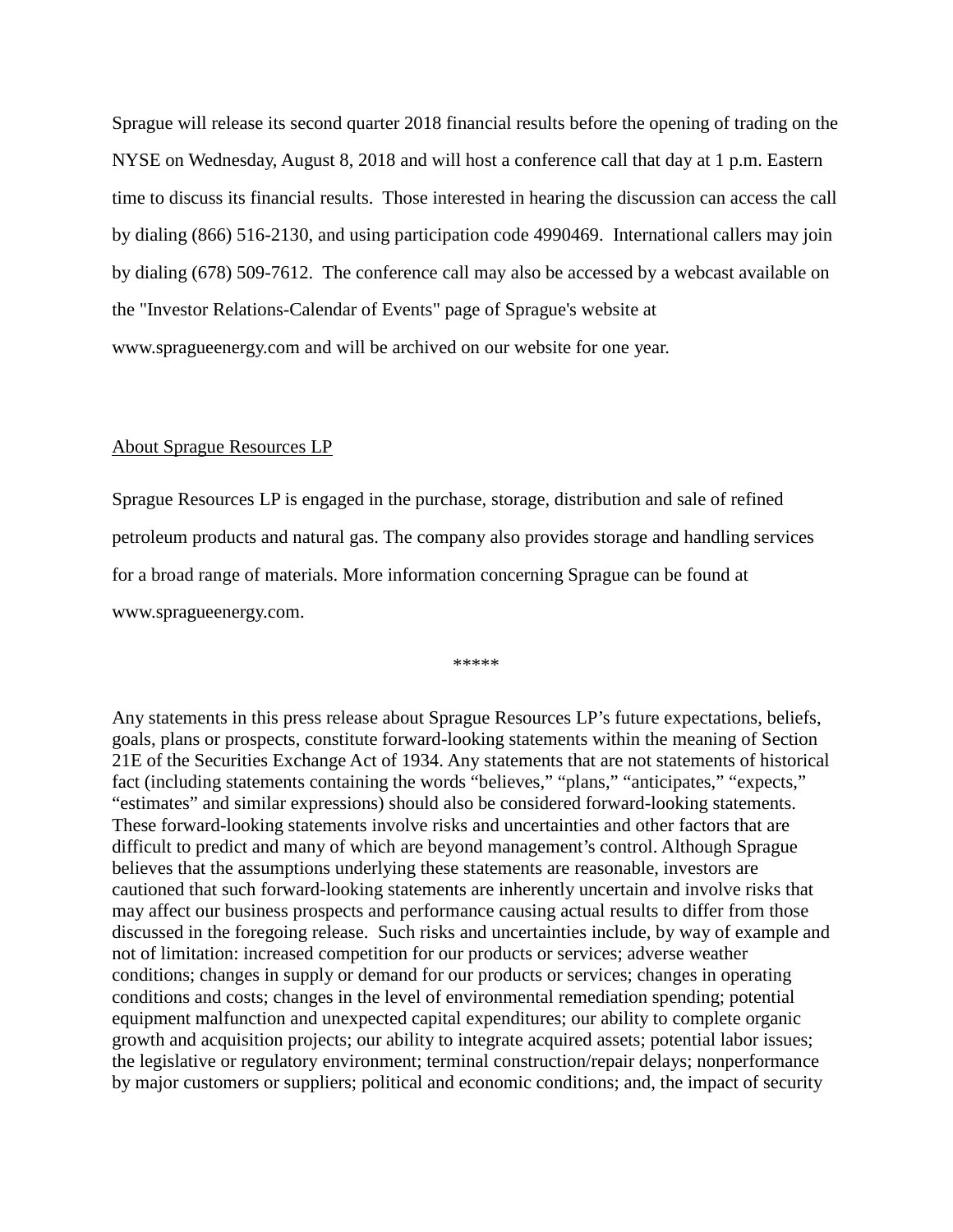Sprague will release its second quarter 2018 financial results before the opening of trading on the NYSE on Wednesday, August 8, 2018 and will host a conference call that day at 1 p.m. Eastern time to discuss its financial results.  Those interested in hearing the discussion can access the call by dialing (866) 516-2130, and using participation code 4990469.  International callers may join by dialing (678) 509-7612.  The conference call may also be accessed by a webcast available on the "Investor Relations-Calendar of Events" page of Sprague's website at www.spragueenergy.com and will be archived on our website for one year.

<u>About Sprague Resources LP</u>

Sprague Resources LP is engaged in the purchase, storage, distribution and sale of refined petroleum products and natural gas. The company also provides storage and handling services for a broad range of materials. More information concerning Sprague can be found at www.spragueenergy.com.

*****

Any statements in this press release about Sprague Resources LP's future expectations, beliefs, goals, plans or prospects, constitute forward-looking statements within the meaning of Section 21E of the Securities Exchange Act of 1934. Any statements that are not statements of historical fact (including statements containing the words "believes," "plans," "anticipates," "expects," "estimates" and similar expressions) should also be considered forward-looking statements. These forward-looking statements involve risks and uncertainties and other factors that are difficult to predict and many of which are beyond management's control. Although Sprague believes that the assumptions underlying these statements are reasonable, investors are cautioned that such forward-looking statements are inherently uncertain and involve risks that may affect our business prospects and performance causing actual results to differ from those discussed in the foregoing release.  Such risks and uncertainties include, by way of example and not of limitation: increased competition for our products or services; adverse weather conditions; changes in supply or demand for our products or services; changes in operating conditions and costs; changes in the level of environmental remediation spending; potential equipment malfunction and unexpected capital expenditures; our ability to complete organic growth and acquisition projects; our ability to integrate acquired assets; potential labor issues; the legislative or regulatory environment; terminal construction/repair delays; nonperformance by major customers or suppliers; political and economic conditions; and, the impact of security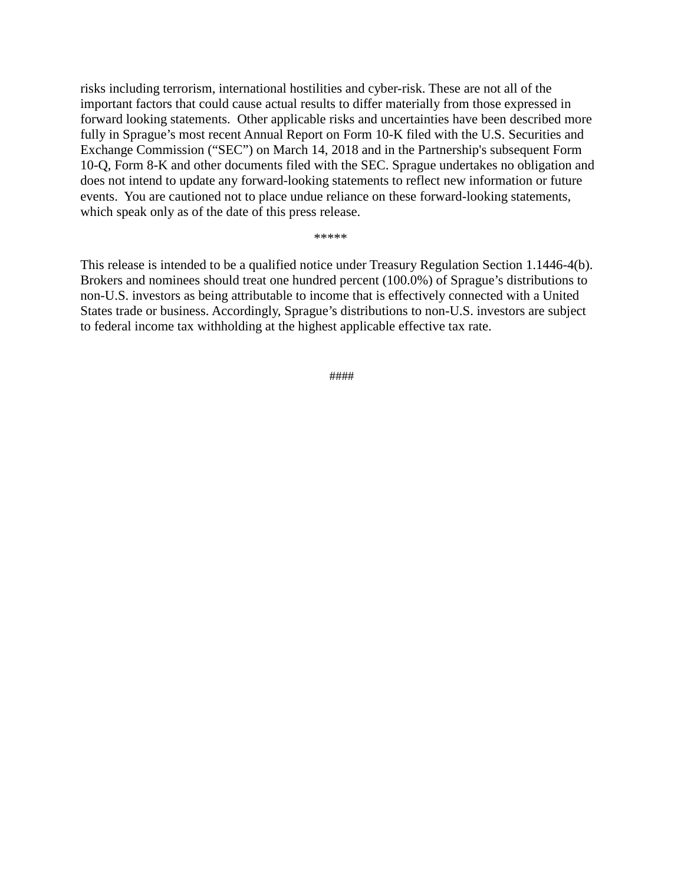risks including terrorism, international hostilities and cyber-risk. These are not all of the important factors that could cause actual results to differ materially from those expressed in forward looking statements.  Other applicable risks and uncertainties have been described more fully in Sprague's most recent Annual Report on Form 10-K filed with the U.S. Securities and Exchange Commission ("SEC") on March 14, 2018 and in the Partnership's subsequent Form 10-Q, Form 8-K and other documents filed with the SEC. Sprague undertakes no obligation and does not intend to update any forward-looking statements to reflect new information or future events.  You are cautioned not to place undue reliance on these forward-looking statements, which speak only as of the date of this press release.

*****

This release is intended to be a qualified notice under Treasury Regulation Section 1.1446-4(b). Brokers and nominees should treat one hundred percent (100.0%) of Sprague's distributions to non-U.S. investors as being attributable to income that is effectively connected with a United States trade or business. Accordingly, Sprague's distributions to non-U.S. investors are subject to federal income tax withholding at the highest applicable effective tax rate.

####